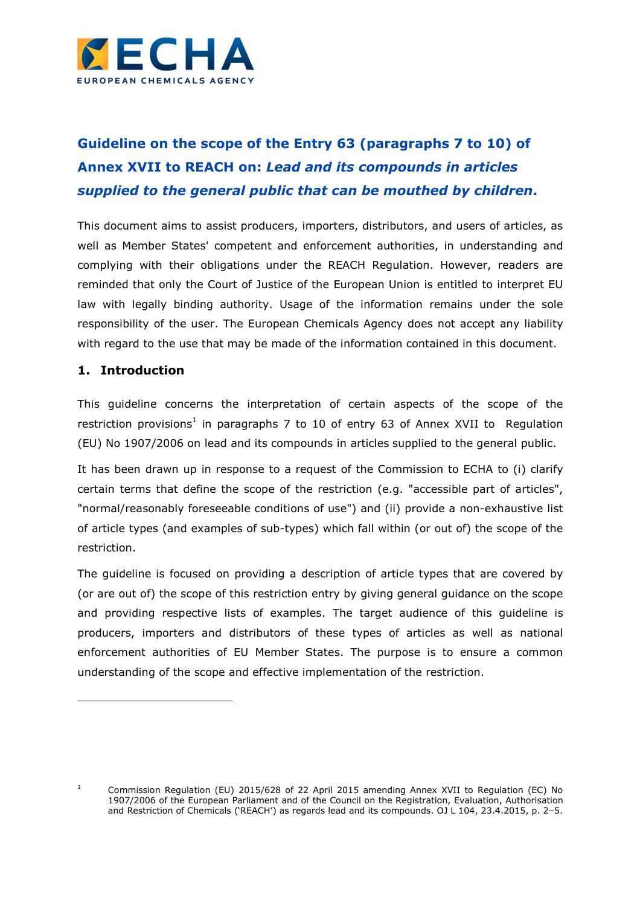# Guideline on the scope of the Entry 63 (paragraphs 7 to 10) of Annex XVII to REACH on: *Lead and its compounds in articles supplied to the general public that can be mouthed by children*.

This document aims to assist producers, importers, distributors, and users of articles, as well as Member States' competent and enforcement authorities, in understanding and complying with their obligations under the REACH Regulation. However, readers are reminded that only the Court of Justice of the European Union is entitled to interpret EU law with legally binding authority. Usage of the information remains under the sole responsibility of the user. The European Chemicals Agency does not accept any liability with regard to the use that may be made of the information contained in this document.

## 1. Introduction

This guideline concerns the interpretation of certain aspects of the scope of the restriction provisions[1] in paragraphs 7 to 10 of entry 63 of Annex XVII to Regulation (EU) No 1907/2006 on lead and its compounds in articles supplied to the general public.

It has been drawn up in response to a request of the Commission to ECHA to (i) clarify certain terms that define the scope of the restriction (e.g. "accessible part of articles", "normal/reasonably foreseeable conditions of use") and (ii) provide a non-exhaustive list of article types (and examples of sub-types) which fall within (or out of) the scope of the restriction.

The guideline is focused on providing a description of article types that are covered by (or are out of) the scope of this restriction entry by giving general guidance on the scope and providing respective lists of examples. The target audience of this guideline is producers, importers and distributors of these types of articles as well as national enforcement authorities of EU Member States. The purpose is to ensure a common understanding of the scope and effective implementation of the restriction.

---

[1] Commission Regulation (EU) 2015/628 of 22 April 2015 amending Annex XVII to Regulation (EC) No 1907/2006 of the European Parliament and of the Council on the Registration, Evaluation, Authorisation and Restriction of Chemicals ('REACH') as regards lead and its compounds. OJ L 104, 23.4.2015, p. 2–5.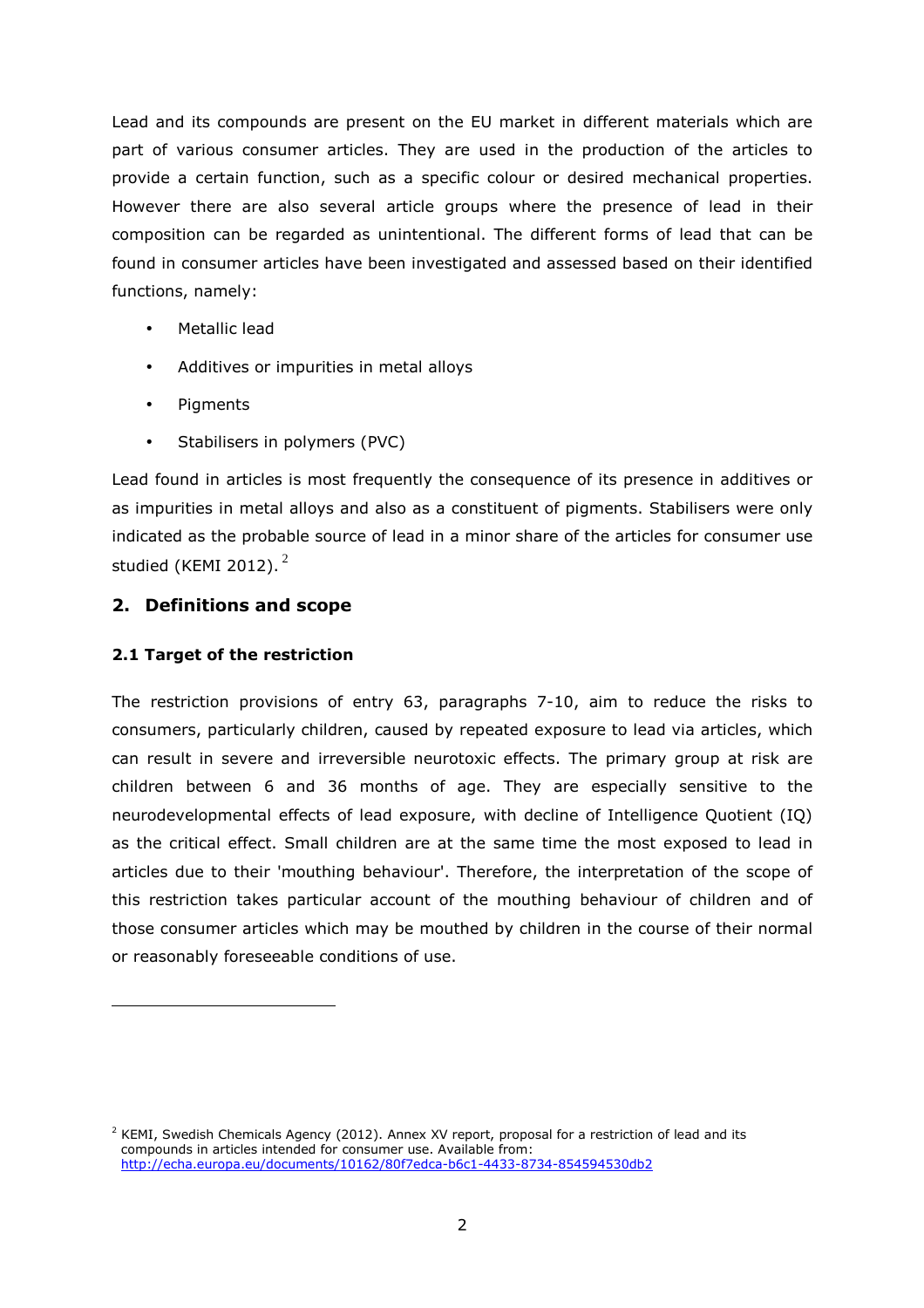Lead and its compounds are present on the EU market in different materials which are part of various consumer articles. They are used in the production of the articles to provide a certain function, such as a specific colour or desired mechanical properties. However there are also several article groups where the presence of lead in their composition can be regarded as unintentional. The different forms of lead that can be found in consumer articles have been investigated and assessed based on their identified functions, namely:

- Metallic lead
- Additives or impurities in metal alloys
- Pigments
- Stabilisers in polymers (PVC)

Lead found in articles is most frequently the consequence of its presence in additives or as impurities in metal alloys and also as a constituent of pigments. Stabilisers were only indicated as the probable source of lead in a minor share of the articles for consumer use studied (KEMI 2012). [2]

## 2. Definitions and scope

### 2.1 Target of the restriction

The restriction provisions of entry 63, paragraphs 7-10, aim to reduce the risks to consumers, particularly children, caused by repeated exposure to lead via articles, which can result in severe and irreversible neurotoxic effects. The primary group at risk are children between 6 and 36 months of age. They are especially sensitive to the neurodevelopmental effects of lead exposure, with decline of Intelligence Quotient (IQ) as the critical effect. Small children are at the same time the most exposed to lead in articles due to their 'mouthing behaviour'. Therefore, the interpretation of the scope of this restriction takes particular account of the mouthing behaviour of children and of those consumer articles which may be mouthed by children in the course of their normal or reasonably foreseeable conditions of use.

---

[2] KEMI, Swedish Chemicals Agency (2012). Annex XV report, proposal for a restriction of lead and its compounds in articles intended for consumer use. Available from: http://echa.europa.eu/documents/10162/80f7edca-b6c1-4433-8734-854594530db2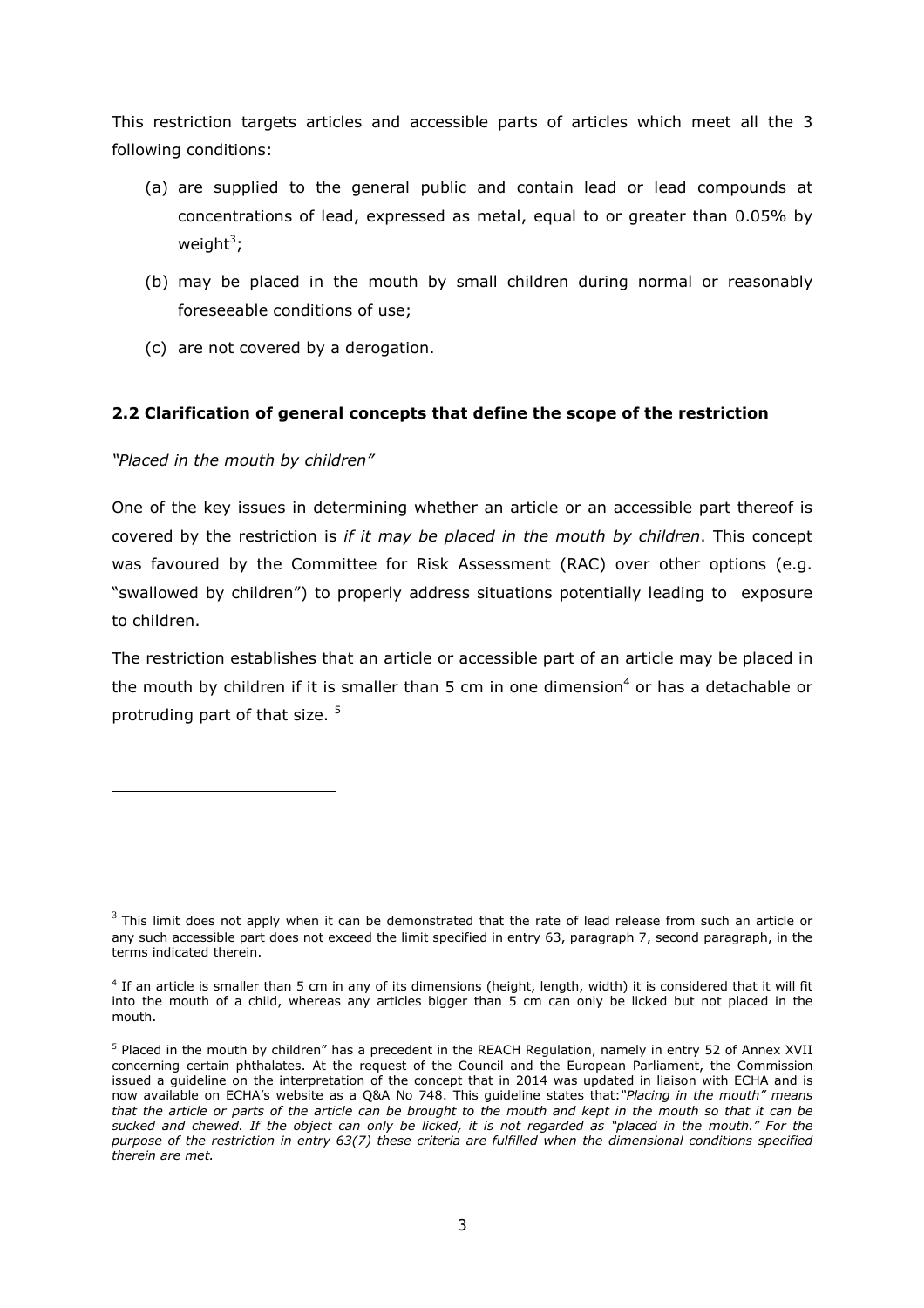This restriction targets articles and accessible parts of articles which meet all the 3 following conditions:

(a) are supplied to the general public and contain lead or lead compounds at concentrations of lead, expressed as metal, equal to or greater than 0.05% by weight[3];

(b) may be placed in the mouth by small children during normal or reasonably foreseeable conditions of use;

(c) are not covered by a derogation.

### 2.2 Clarification of general concepts that define the scope of the restriction

*"Placed in the mouth by children"*

One of the key issues in determining whether an article or an accessible part thereof is covered by the restriction is *if it may be placed in the mouth by children*. This concept was favoured by the Committee for Risk Assessment (RAC) over other options (e.g. "swallowed by children") to properly address situations potentially leading to exposure to children.

The restriction establishes that an article or accessible part of an article may be placed in the mouth by children if it is smaller than 5 cm in one dimension[4] or has a detachable or protruding part of that size. [5]

---

[3] This limit does not apply when it can be demonstrated that the rate of lead release from such an article or any such accessible part does not exceed the limit specified in entry 63, paragraph 7, second paragraph, in the terms indicated therein.

[4] If an article is smaller than 5 cm in any of its dimensions (height, length, width) it is considered that it will fit into the mouth of a child, whereas any articles bigger than 5 cm can only be licked but not placed in the mouth.

[5] Placed in the mouth by children" has a precedent in the REACH Regulation, namely in entry 52 of Annex XVII concerning certain phthalates. At the request of the Council and the European Parliament, the Commission issued a guideline on the interpretation of the concept that in 2014 was updated in liaison with ECHA and is now available on ECHA's website as a Q&A No 748. This guideline states that:*"Placing in the mouth" means that the article or parts of the article can be brought to the mouth and kept in the mouth so that it can be sucked and chewed. If the object can only be licked, it is not regarded as "placed in the mouth." For the purpose of the restriction in entry 63(7) these criteria are fulfilled when the dimensional conditions specified therein are met.*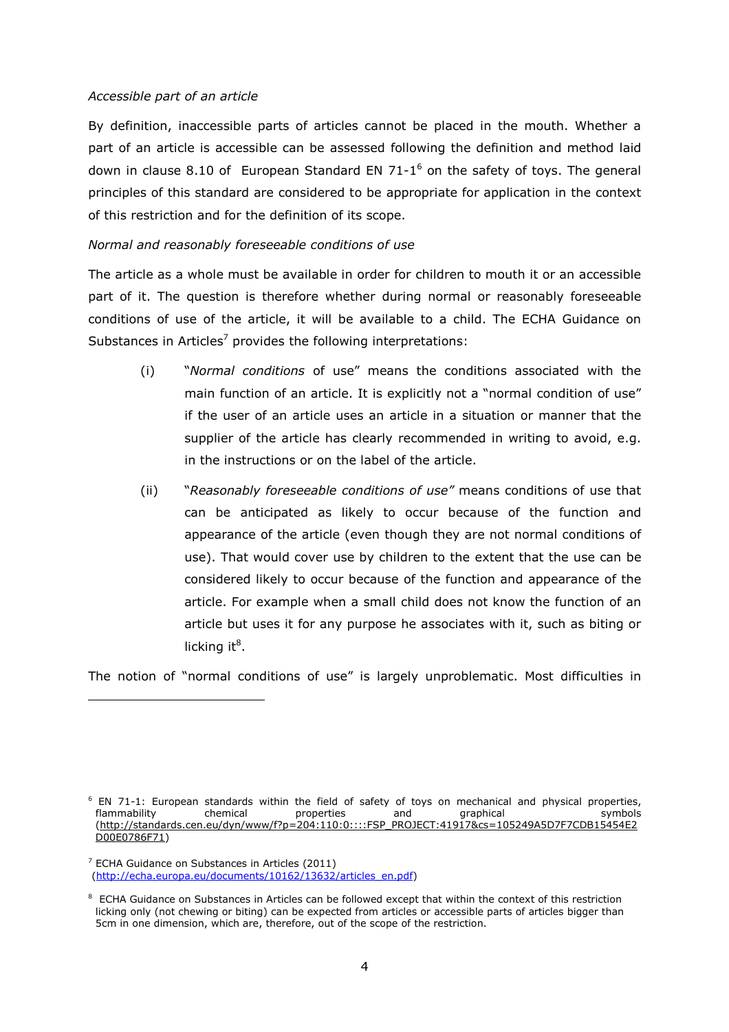*Accessible part of an article*

By definition, inaccessible parts of articles cannot be placed in the mouth. Whether a part of an article is accessible can be assessed following the definition and method laid down in clause 8.10 of European Standard EN 71-1[6] on the safety of toys. The general principles of this standard are considered to be appropriate for application in the context of this restriction and for the definition of its scope.

*Normal and reasonably foreseeable conditions of use*

The article as a whole must be available in order for children to mouth it or an accessible part of it. The question is therefore whether during normal or reasonably foreseeable conditions of use of the article, it will be available to a child. The ECHA Guidance on Substances in Articles[7] provides the following interpretations:

(i) "*Normal conditions* of use" means the conditions associated with the main function of an article. It is explicitly not a "normal condition of use" if the user of an article uses an article in a situation or manner that the supplier of the article has clearly recommended in writing to avoid, e.g. in the instructions or on the label of the article.

(ii) "*Reasonably foreseeable conditions of use"* means conditions of use that can be anticipated as likely to occur because of the function and appearance of the article (even though they are not normal conditions of use). That would cover use by children to the extent that the use can be considered likely to occur because of the function and appearance of the article. For example when a small child does not know the function of an article but uses it for any purpose he associates with it, such as biting or licking it[8].

The notion of "normal conditions of use" is largely unproblematic. Most difficulties in

---

[6] EN 71-1: European standards within the field of safety of toys on mechanical and physical properties, flammability chemical properties and graphical symbols (http://standards.cen.eu/dyn/www/f?p=204:110:0::::FSP_PROJECT:41917&cs=105249A5D7F7CDB15454E2D00E0786F71)

[7] ECHA Guidance on Substances in Articles (2011) (http://echa.europa.eu/documents/10162/13632/articles_en.pdf)

[8] ECHA Guidance on Substances in Articles can be followed except that within the context of this restriction licking only (not chewing or biting) can be expected from articles or accessible parts of articles bigger than 5cm in one dimension, which are, therefore, out of the scope of the restriction.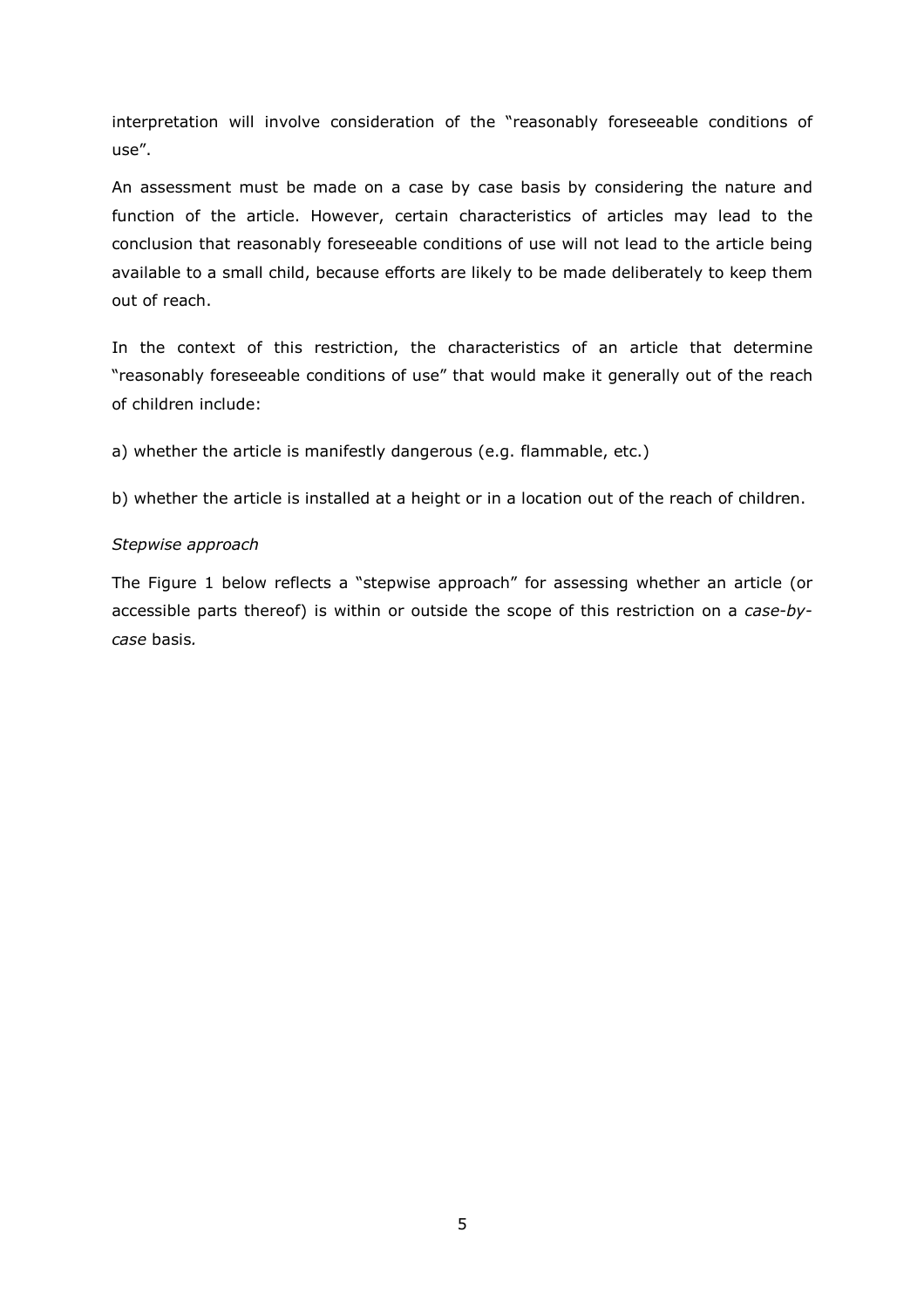interpretation will involve consideration of the "reasonably foreseeable conditions of use".

An assessment must be made on a case by case basis by considering the nature and function of the article. However, certain characteristics of articles may lead to the conclusion that reasonably foreseeable conditions of use will not lead to the article being available to a small child, because efforts are likely to be made deliberately to keep them out of reach.

In the context of this restriction, the characteristics of an article that determine "reasonably foreseeable conditions of use" that would make it generally out of the reach of children include:

a) whether the article is manifestly dangerous (e.g. flammable, etc.)

b) whether the article is installed at a height or in a location out of the reach of children.

*Stepwise approach*

The Figure 1 below reflects a "stepwise approach" for assessing whether an article (or accessible parts thereof) is within or outside the scope of this restriction on a *case-by-case* basis.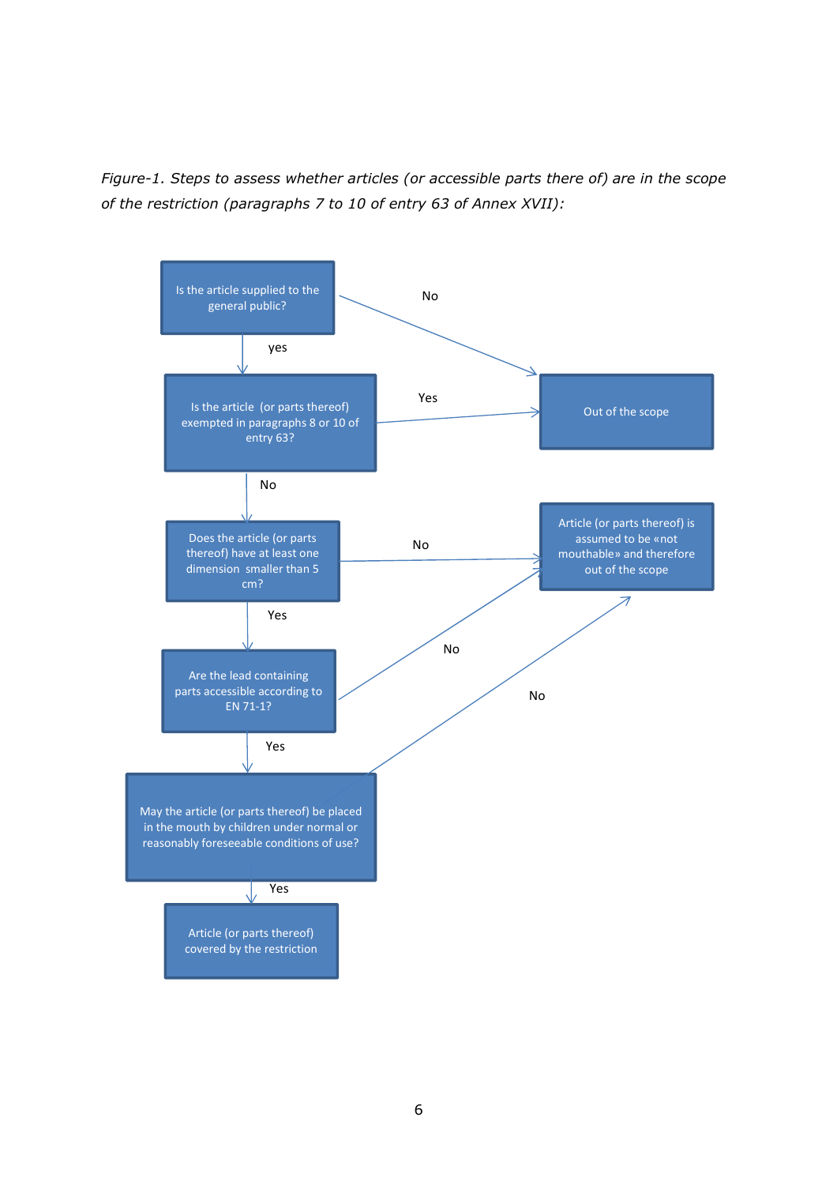*Figure-1. Steps to assess whether articles (or accessible parts there of) are in the scope of the restriction (paragraphs 7 to 10 of entry 63 of Annex XVII):*

- Is the article supplied to the general public?
  - No → Out of the scope
  - yes → Is the article (or parts thereof) exempted in paragraphs 8 or 10 of entry 63?
    - Yes → Out of the scope
    - No → Does the article (or parts thereof) have at least one dimension smaller than 5 cm?
      - No → Article (or parts thereof) is assumed to be «not mouthable» and therefore out of the scope
      - Yes → Are the lead containing parts accessible according to EN 71-1?
        - No → Article (or parts thereof) is assumed to be «not mouthable» and therefore out of the scope
        - Yes → May the article (or parts thereof) be placed in the mouth by children under normal or reasonably foreseeable conditions of use?
          - No → Article (or parts thereof) is assumed to be «not mouthable» and therefore out of the scope
          - Yes → Article (or parts thereof) covered by the restriction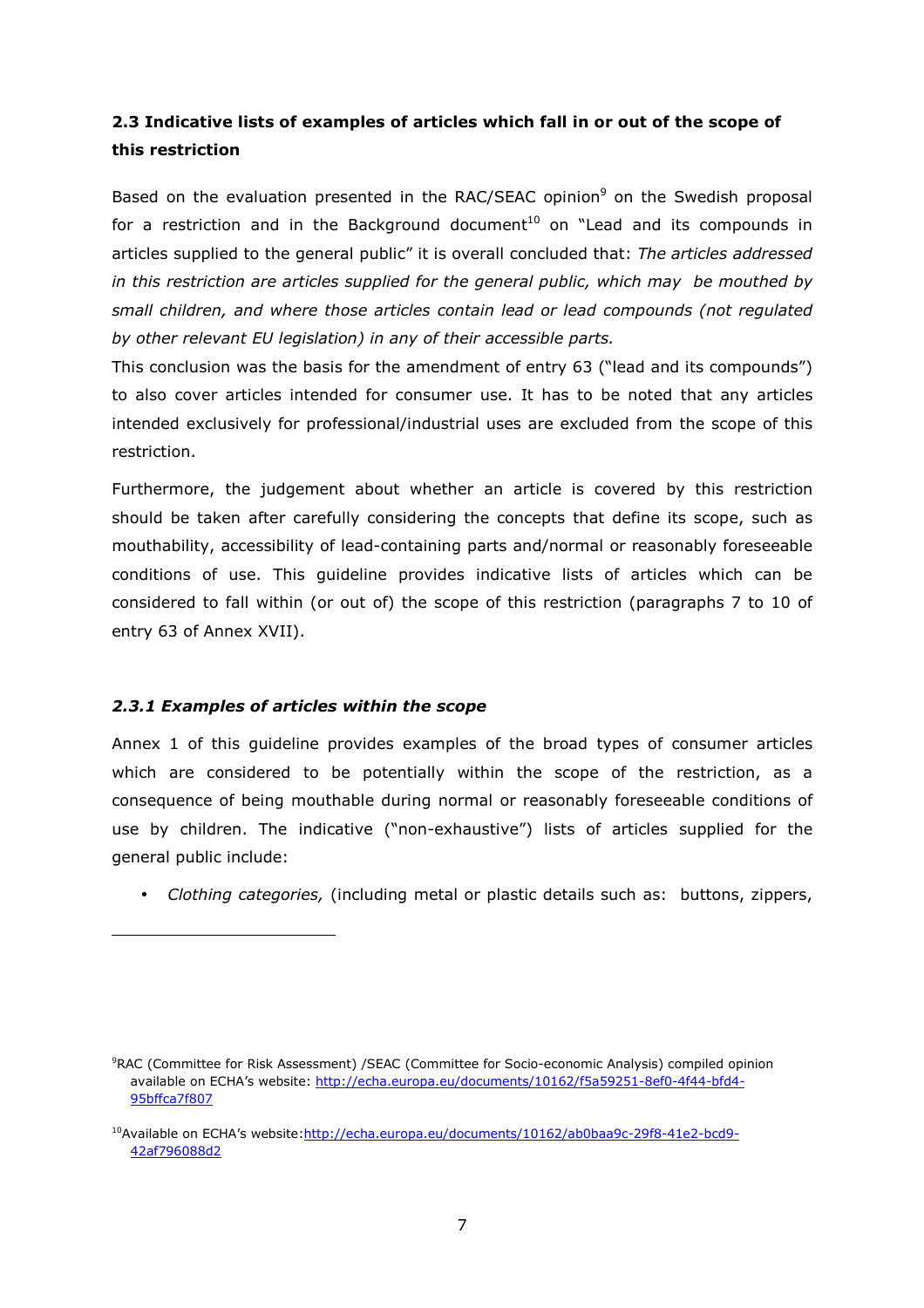## 2.3 Indicative lists of examples of articles which fall in or out of the scope of this restriction

Based on the evaluation presented in the RAC/SEAC opinion[9] on the Swedish proposal for a restriction and in the Background document[10] on "Lead and its compounds in articles supplied to the general public" it is overall concluded that: *The articles addressed in this restriction are articles supplied for the general public, which may be mouthed by small children, and where those articles contain lead or lead compounds (not regulated by other relevant EU legislation) in any of their accessible parts.*

This conclusion was the basis for the amendment of entry 63 ("lead and its compounds") to also cover articles intended for consumer use. It has to be noted that any articles intended exclusively for professional/industrial uses are excluded from the scope of this restriction.

Furthermore, the judgement about whether an article is covered by this restriction should be taken after carefully considering the concepts that define its scope, such as mouthability, accessibility of lead-containing parts and/normal or reasonably foreseeable conditions of use. This guideline provides indicative lists of articles which can be considered to fall within (or out of) the scope of this restriction (paragraphs 7 to 10 of entry 63 of Annex XVII).

### *2.3.1 Examples of articles within the scope*

Annex 1 of this guideline provides examples of the broad types of consumer articles which are considered to be potentially within the scope of the restriction, as a consequence of being mouthable during normal or reasonably foreseeable conditions of use by children. The indicative ("non-exhaustive") lists of articles supplied for the general public include:

- *Clothing categories,* (including metal or plastic details such as: buttons, zippers,

---

[9] RAC (Committee for Risk Assessment) /SEAC (Committee for Socio-economic Analysis) compiled opinion available on ECHA's website: http://echa.europa.eu/documents/10162/f5a59251-8ef0-4f44-bfd4-95bffca7f807

[10] Available on ECHA's website: http://echa.europa.eu/documents/10162/ab0baa9c-29f8-41e2-bcd9-42af796088d2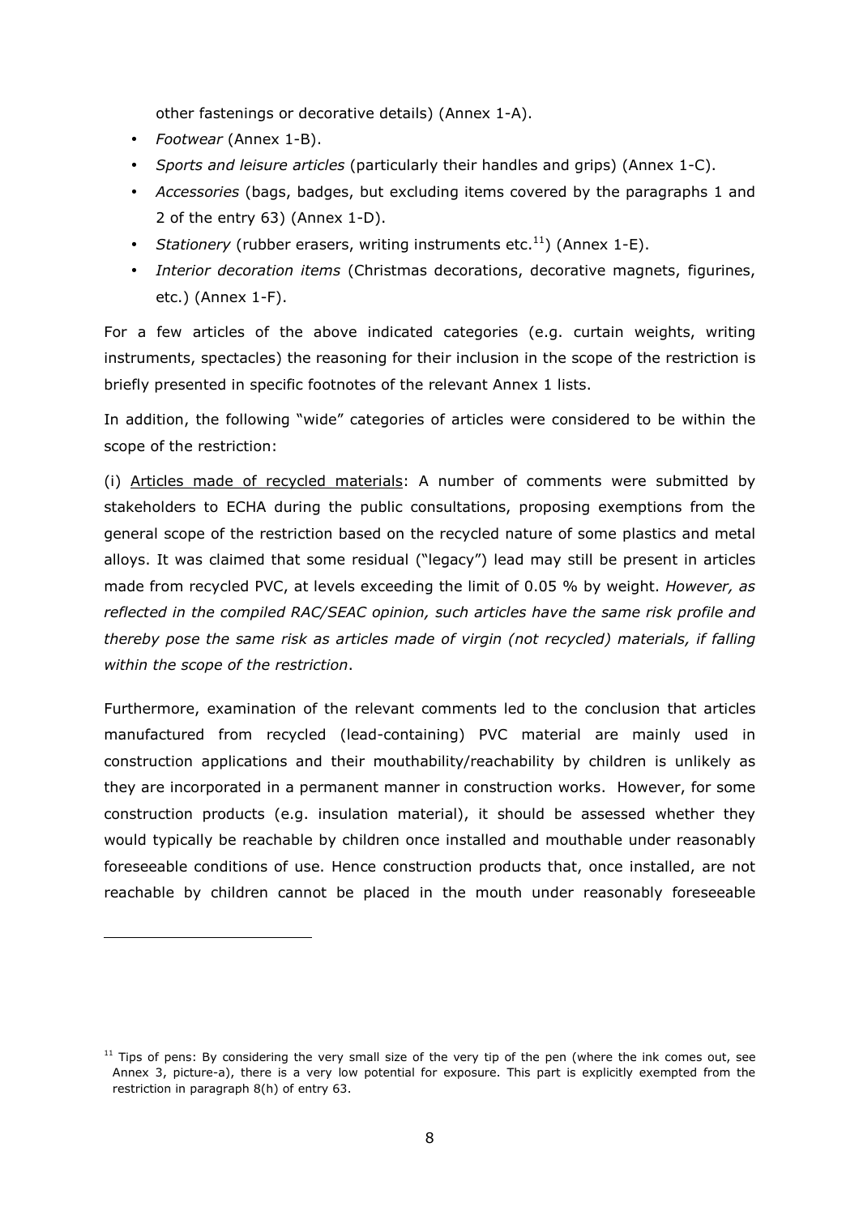other fastenings or decorative details) (Annex 1-A).

- *Footwear* (Annex 1-B).
- *Sports and leisure articles* (particularly their handles and grips) (Annex 1-C).
- *Accessories* (bags, badges, but excluding items covered by the paragraphs 1 and 2 of the entry 63) (Annex 1-D).
- *Stationery* (rubber erasers, writing instruments etc.[11]) (Annex 1-E).
- *Interior decoration items* (Christmas decorations, decorative magnets, figurines, etc.) (Annex 1-F).

For a few articles of the above indicated categories (e.g. curtain weights, writing instruments, spectacles) the reasoning for their inclusion in the scope of the restriction is briefly presented in specific footnotes of the relevant Annex 1 lists.

In addition, the following "wide" categories of articles were considered to be within the scope of the restriction:

(i) Articles made of recycled materials: A number of comments were submitted by stakeholders to ECHA during the public consultations, proposing exemptions from the general scope of the restriction based on the recycled nature of some plastics and metal alloys. It was claimed that some residual ("legacy") lead may still be present in articles made from recycled PVC, at levels exceeding the limit of 0.05 % by weight. *However, as reflected in the compiled RAC/SEAC opinion, such articles have the same risk profile and thereby pose the same risk as articles made of virgin (not recycled) materials, if falling within the scope of the restriction*.

Furthermore, examination of the relevant comments led to the conclusion that articles manufactured from recycled (lead-containing) PVC material are mainly used in construction applications and their mouthability/reachability by children is unlikely as they are incorporated in a permanent manner in construction works. However, for some construction products (e.g. insulation material), it should be assessed whether they would typically be reachable by children once installed and mouthable under reasonably foreseeable conditions of use. Hence construction products that, once installed, are not reachable by children cannot be placed in the mouth under reasonably foreseeable

---

[11] Tips of pens: By considering the very small size of the very tip of the pen (where the ink comes out, see Annex 3, picture-a), there is a very low potential for exposure. This part is explicitly exempted from the restriction in paragraph 8(h) of entry 63.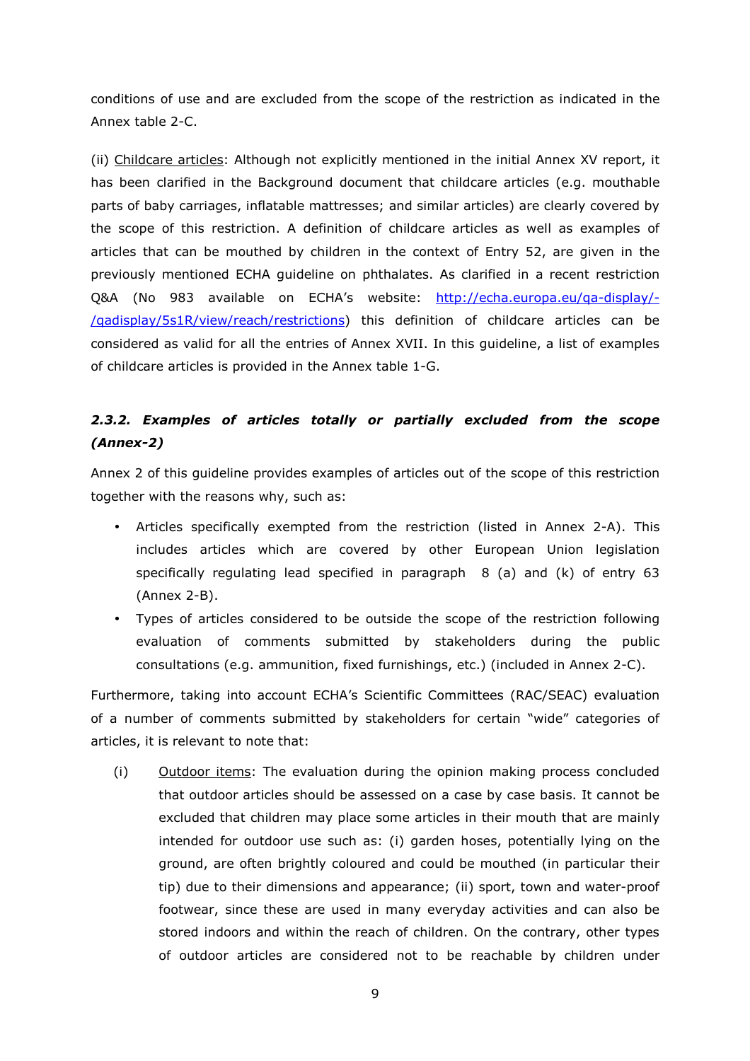conditions of use and are excluded from the scope of the restriction as indicated in the Annex table 2-C.

(ii) Childcare articles: Although not explicitly mentioned in the initial Annex XV report, it has been clarified in the Background document that childcare articles (e.g. mouthable parts of baby carriages, inflatable mattresses; and similar articles) are clearly covered by the scope of this restriction. A definition of childcare articles as well as examples of articles that can be mouthed by children in the context of Entry 52, are given in the previously mentioned ECHA guideline on phthalates. As clarified in a recent restriction Q&A (No 983 available on ECHA's website: [http://echa.europa.eu/qa-display/-/qadisplay/5s1R/view/reach/restrictions](http://echa.europa.eu/qa-display/-/qadisplay/5s1R/view/reach/restrictions)) this definition of childcare articles can be considered as valid for all the entries of Annex XVII. In this guideline, a list of examples of childcare articles is provided in the Annex table 1-G.

### *2.3.2. Examples of articles totally or partially excluded from the scope (Annex-2)*

Annex 2 of this guideline provides examples of articles out of the scope of this restriction together with the reasons why, such as:

- Articles specifically exempted from the restriction (listed in Annex 2-A). This includes articles which are covered by other European Union legislation specifically regulating lead specified in paragraph 8 (a) and (k) of entry 63 (Annex 2-B).
- Types of articles considered to be outside the scope of the restriction following evaluation of comments submitted by stakeholders during the public consultations (e.g. ammunition, fixed furnishings, etc.) (included in Annex 2-C).

Furthermore, taking into account ECHA's Scientific Committees (RAC/SEAC) evaluation of a number of comments submitted by stakeholders for certain "wide" categories of articles, it is relevant to note that:

(i) Outdoor items: The evaluation during the opinion making process concluded that outdoor articles should be assessed on a case by case basis. It cannot be excluded that children may place some articles in their mouth that are mainly intended for outdoor use such as: (i) garden hoses, potentially lying on the ground, are often brightly coloured and could be mouthed (in particular their tip) due to their dimensions and appearance; (ii) sport, town and water-proof footwear, since these are used in many everyday activities and can also be stored indoors and within the reach of children. On the contrary, other types of outdoor articles are considered not to be reachable by children under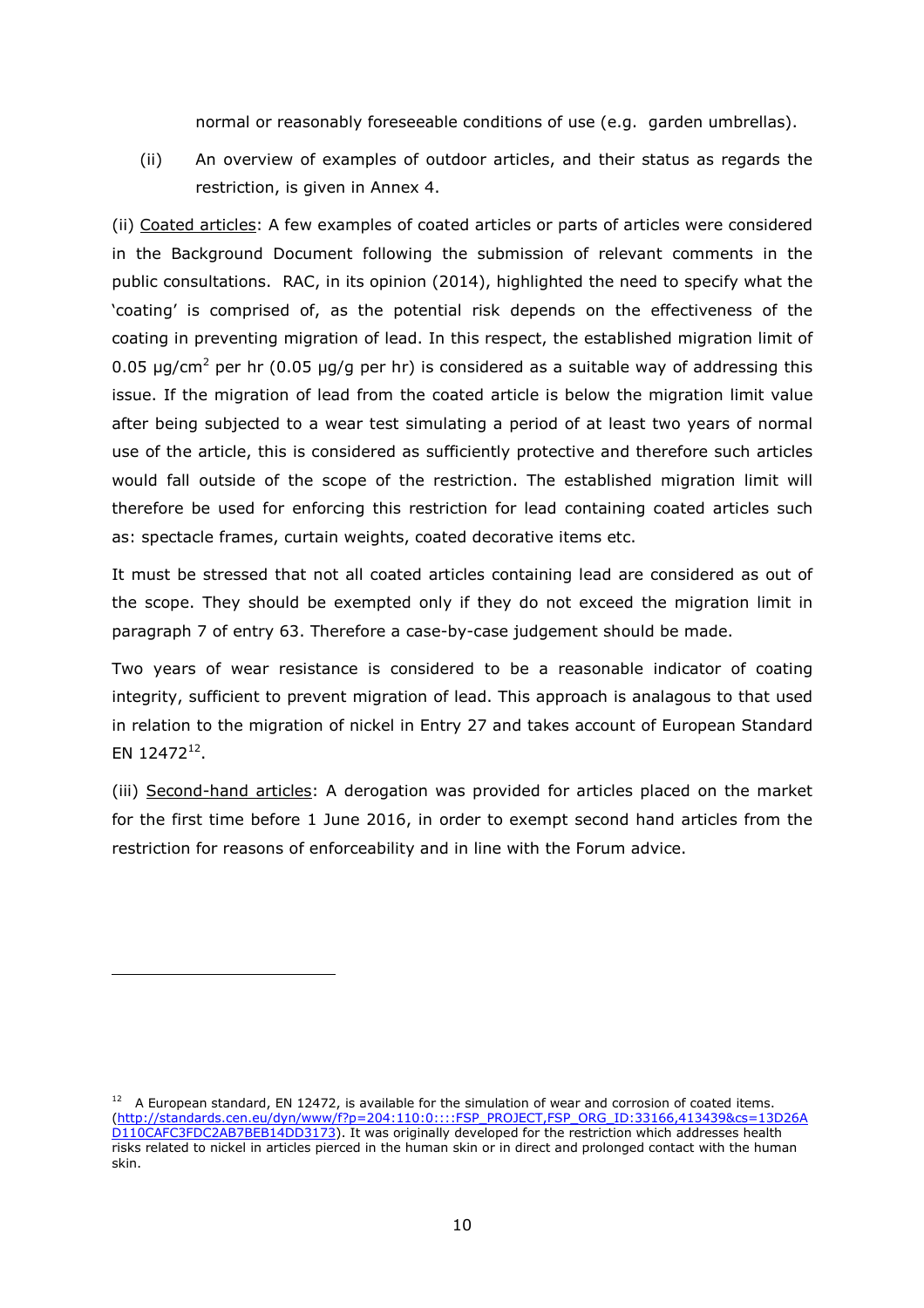normal or reasonably foreseeable conditions of use (e.g. garden umbrellas).

(ii) An overview of examples of outdoor articles, and their status as regards the restriction, is given in Annex 4.

(ii) Coated articles: A few examples of coated articles or parts of articles were considered in the Background Document following the submission of relevant comments in the public consultations. RAC, in its opinion (2014), highlighted the need to specify what the 'coating' is comprised of, as the potential risk depends on the effectiveness of the coating in preventing migration of lead. In this respect, the established migration limit of 0.05 µg/cm$^2$ per hr (0.05 µg/g per hr) is considered as a suitable way of addressing this issue. If the migration of lead from the coated article is below the migration limit value after being subjected to a wear test simulating a period of at least two years of normal use of the article, this is considered as sufficiently protective and therefore such articles would fall outside of the scope of the restriction. The established migration limit will therefore be used for enforcing this restriction for lead containing coated articles such as: spectacle frames, curtain weights, coated decorative items etc.

It must be stressed that not all coated articles containing lead are considered as out of the scope. They should be exempted only if they do not exceed the migration limit in paragraph 7 of entry 63. Therefore a case-by-case judgement should be made.

Two years of wear resistance is considered to be a reasonable indicator of coating integrity, sufficient to prevent migration of lead. This approach is analagous to that used in relation to the migration of nickel in Entry 27 and takes account of European Standard EN 12472[12].

(iii) Second-hand articles: A derogation was provided for articles placed on the market for the first time before 1 June 2016, in order to exempt second hand articles from the restriction for reasons of enforceability and in line with the Forum advice.

---

[12] A European standard, EN 12472, is available for the simulation of wear and corrosion of coated items. (http://standards.cen.eu/dyn/www/f?p=204:110:0::::FSP_PROJECT,FSP_ORG_ID:33166,413439&cs=13D26AD110CAFC3FDC2AB7BEB14DD3173). It was originally developed for the restriction which addresses health risks related to nickel in articles pierced in the human skin or in direct and prolonged contact with the human skin.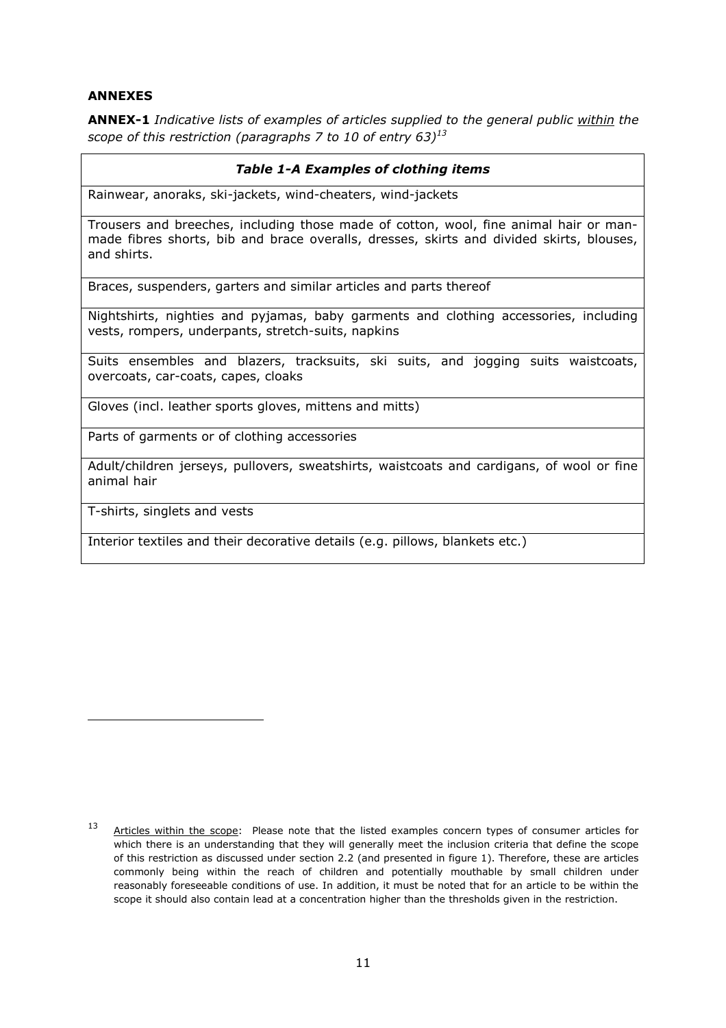## ANNEXES

**ANNEX-1** *Indicative lists of examples of articles supplied to the general public* _within_ *the scope of this restriction (paragraphs 7 to 10 of entry 63)*[13]

| ***Table 1-A Examples of clothing items*** |
|---|
| Rainwear, anoraks, ski-jackets, wind-cheaters, wind-jackets |
| Trousers and breeches, including those made of cotton, wool, fine animal hair or man-made fibres shorts, bib and brace overalls, dresses, skirts and divided skirts, blouses, and shirts. |
| Braces, suspenders, garters and similar articles and parts thereof |
| Nightshirts, nighties and pyjamas, baby garments and clothing accessories, including vests, rompers, underpants, stretch-suits, napkins |
| Suits ensembles and blazers, tracksuits, ski suits, and jogging suits waistcoats, overcoats, car-coats, capes, cloaks |
| Gloves (incl. leather sports gloves, mittens and mitts) |
| Parts of garments or of clothing accessories |
| Adult/children jerseys, pullovers, sweatshirts, waistcoats and cardigans, of wool or fine animal hair |
| T-shirts, singlets and vests |
| Interior textiles and their decorative details (e.g. pillows, blankets etc.) |

[13] _Articles within the scope_: Please note that the listed examples concern types of consumer articles for which there is an understanding that they will generally meet the inclusion criteria that define the scope of this restriction as discussed under section 2.2 (and presented in figure 1). Therefore, these are articles commonly being within the reach of children and potentially mouthable by small children under reasonably foreseeable conditions of use. In addition, it must be noted that for an article to be within the scope it should also contain lead at a concentration higher than the thresholds given in the restriction.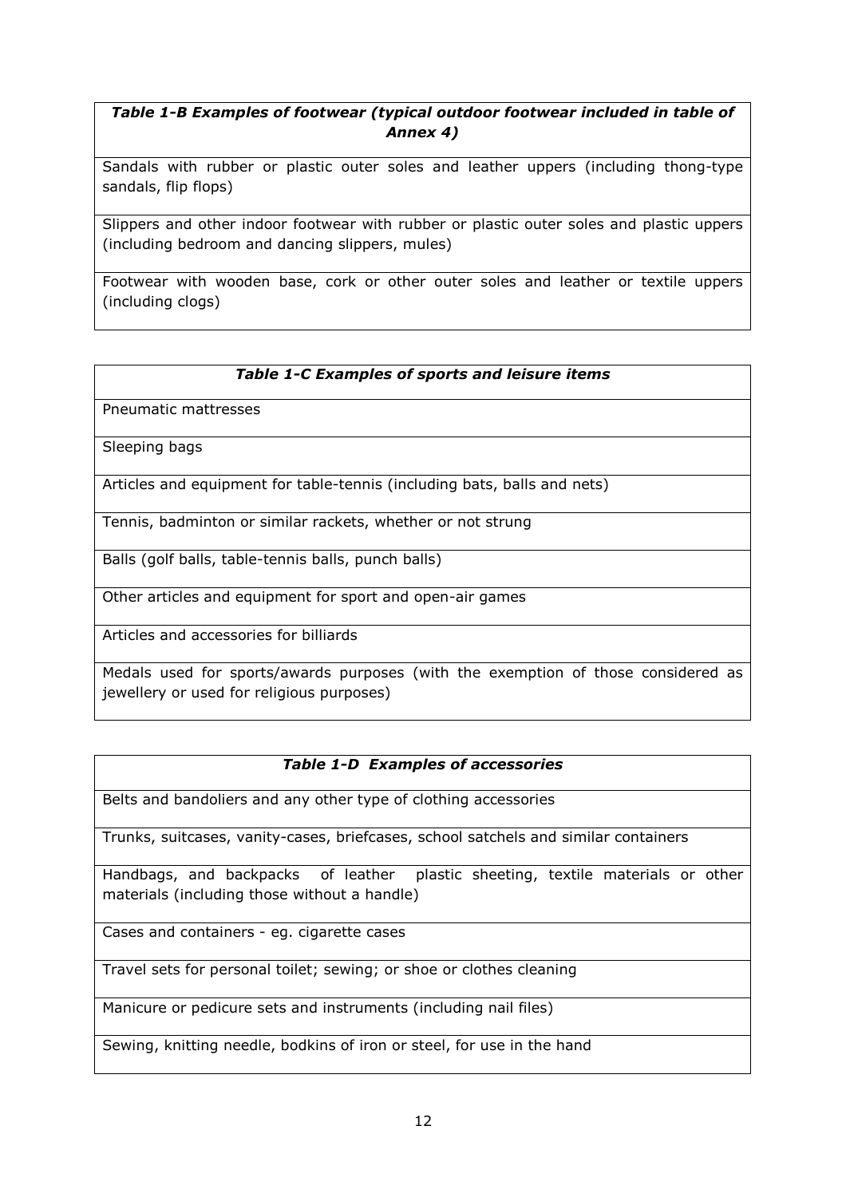| *Table 1-B Examples of footwear (typical outdoor footwear included in table of Annex 4)* |
|---|
| Sandals with rubber or plastic outer soles and leather uppers (including thong-type sandals, flip flops) |
| Slippers and other indoor footwear with rubber or plastic outer soles and plastic uppers (including bedroom and dancing slippers, mules) |
| Footwear with wooden base, cork or other outer soles and leather or textile uppers (including clogs) |

| *Table 1-C Examples of sports and leisure items* |
|---|
| Pneumatic mattresses |
| Sleeping bags |
| Articles and equipment for table-tennis (including bats, balls and nets) |
| Tennis, badminton or similar rackets, whether or not strung |
| Balls (golf balls, table-tennis balls, punch balls) |
| Other articles and equipment for sport and open-air games |
| Articles and accessories for billiards |
| Medals used for sports/awards purposes (with the exemption of those considered as jewellery or used for religious purposes) |

| *Table 1-D Examples of accessories* |
|---|
| Belts and bandoliers and any other type of clothing accessories |
| Trunks, suitcases, vanity-cases, briefcases, school satchels and similar containers |
| Handbags, and backpacks of leather plastic sheeting, textile materials or other materials (including those without a handle) |
| Cases and containers - eg. cigarette cases |
| Travel sets for personal toilet; sewing; or shoe or clothes cleaning |
| Manicure or pedicure sets and instruments (including nail files) |
| Sewing, knitting needle, bodkins of iron or steel, for use in the hand |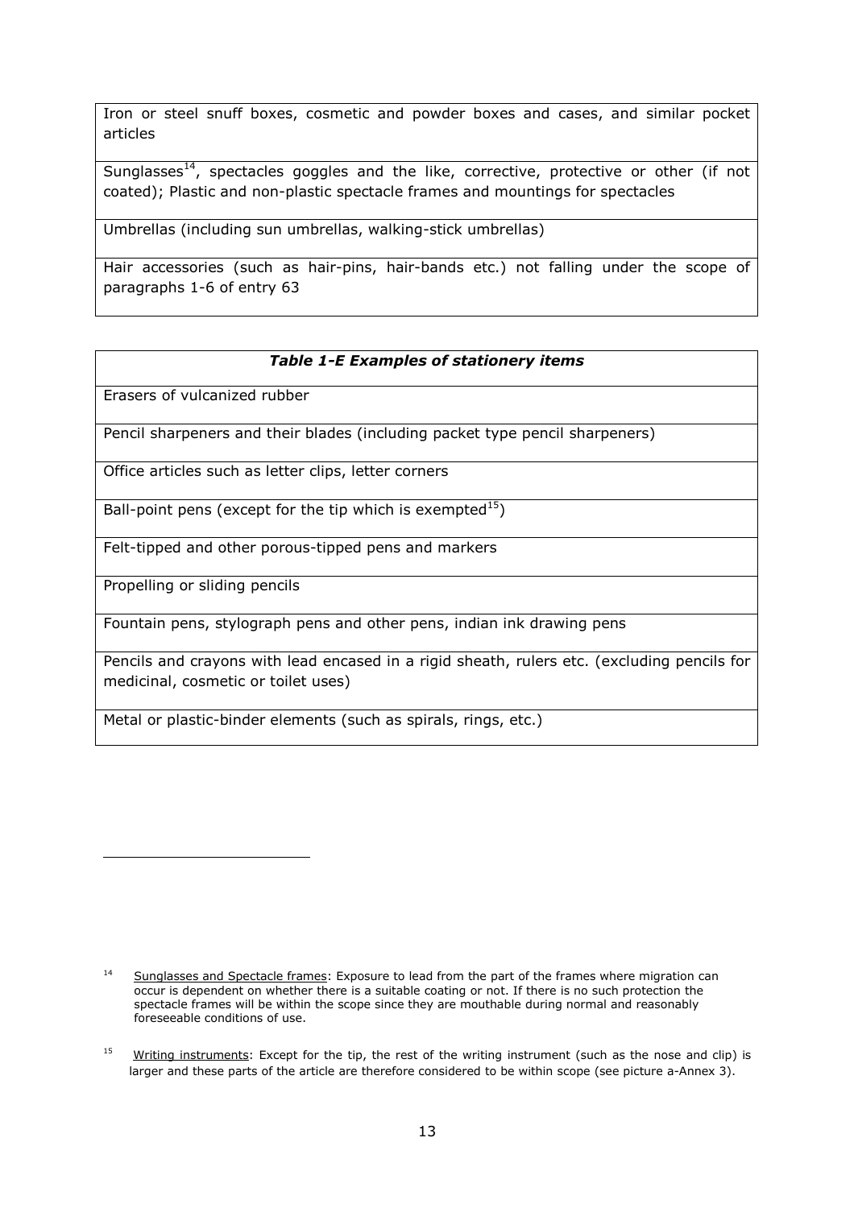| |
|---|
| Iron or steel snuff boxes, cosmetic and powder boxes and cases, and similar pocket articles |
| Sunglasses[14], spectacles goggles and the like, corrective, protective or other (if not coated); Plastic and non-plastic spectacle frames and mountings for spectacles |
| Umbrellas (including sun umbrellas, walking-stick umbrellas) |
| Hair accessories (such as hair-pins, hair-bands etc.) not falling under the scope of paragraphs 1-6 of entry 63 |

| ***Table 1-E Examples of stationery items*** |
|---|
| Erasers of vulcanized rubber |
| Pencil sharpeners and their blades (including packet type pencil sharpeners) |
| Office articles such as letter clips, letter corners |
| Ball-point pens (except for the tip which is exempted[15]) |
| Felt-tipped and other porous-tipped pens and markers |
| Propelling or sliding pencils |
| Fountain pens, stylograph pens and other pens, indian ink drawing pens |
| Pencils and crayons with lead encased in a rigid sheath, rulers etc. (excluding pencils for medicinal, cosmetic or toilet uses) |
| Metal or plastic-binder elements (such as spirals, rings, etc.) |

---

[14] Sunglasses and Spectacle frames: Exposure to lead from the part of the frames where migration can occur is dependent on whether there is a suitable coating or not. If there is no such protection the spectacle frames will be within the scope since they are mouthable during normal and reasonably foreseeable conditions of use.

[15] Writing instruments: Except for the tip, the rest of the writing instrument (such as the nose and clip) is larger and these parts of the article are therefore considered to be within scope (see picture a-Annex 3).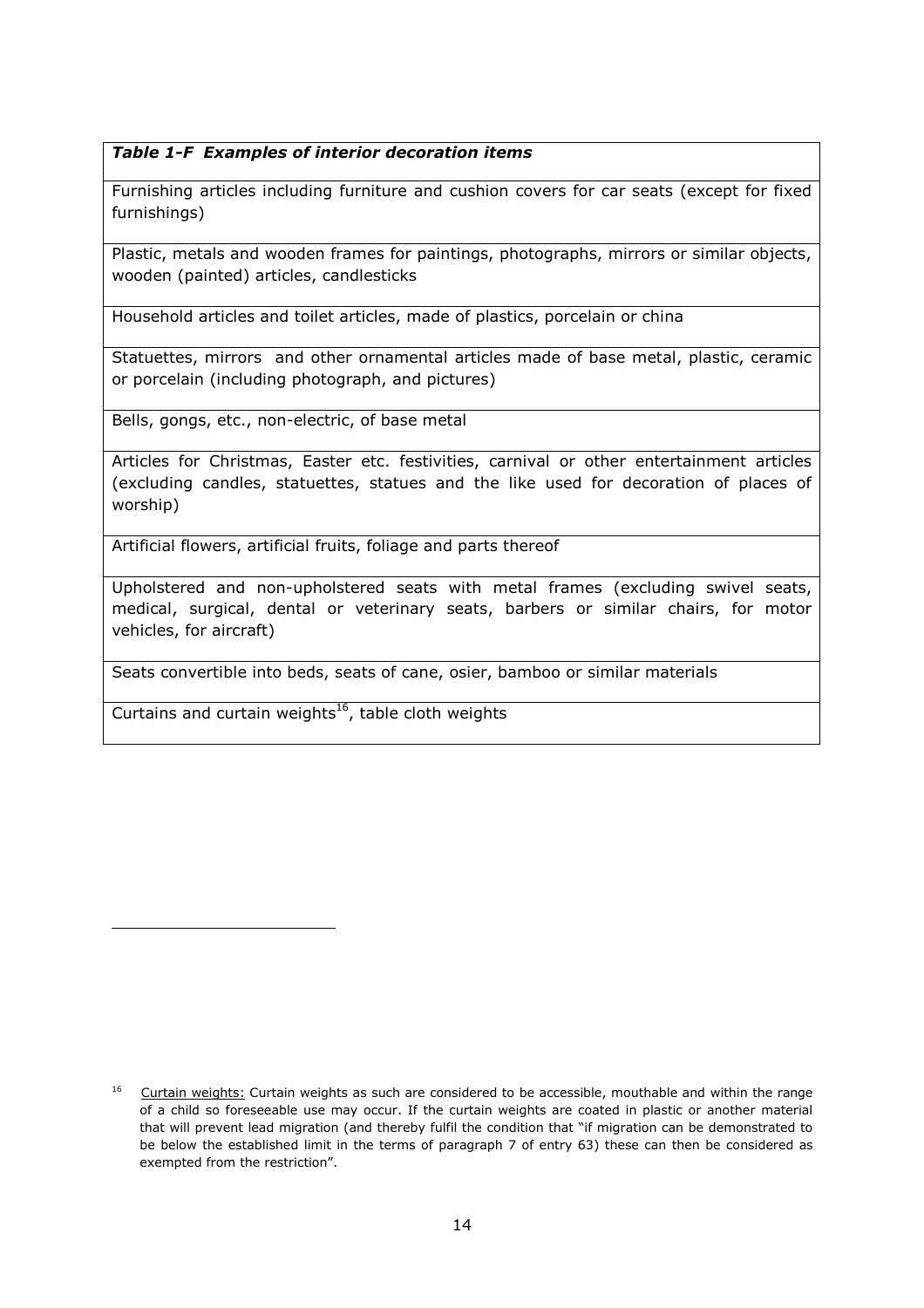| *Table 1-F Examples of interior decoration items* |
|---|
| Furnishing articles including furniture and cushion covers for car seats (except for fixed furnishings) |
| Plastic, metals and wooden frames for paintings, photographs, mirrors or similar objects, wooden (painted) articles, candlesticks |
| Household articles and toilet articles, made of plastics, porcelain or china |
| Statuettes, mirrors and other ornamental articles made of base metal, plastic, ceramic or porcelain (including photograph, and pictures) |
| Bells, gongs, etc., non-electric, of base metal |
| Articles for Christmas, Easter etc. festivities, carnival or other entertainment articles (excluding candles, statuettes, statues and the like used for decoration of places of worship) |
| Artificial flowers, artificial fruits, foliage and parts thereof |
| Upholstered and non-upholstered seats with metal frames (excluding swivel seats, medical, surgical, dental or veterinary seats, barbers or similar chairs, for motor vehicles, for aircraft) |
| Seats convertible into beds, seats of cane, osier, bamboo or similar materials |
| Curtains and curtain weights[16], table cloth weights |

[16] Curtain weights: Curtain weights as such are considered to be accessible, mouthable and within the range of a child so foreseeable use may occur. If the curtain weights are coated in plastic or another material that will prevent lead migration (and thereby fulfil the condition that "if migration can be demonstrated to be below the established limit in the terms of paragraph 7 of entry 63) these can then be considered as exempted from the restriction".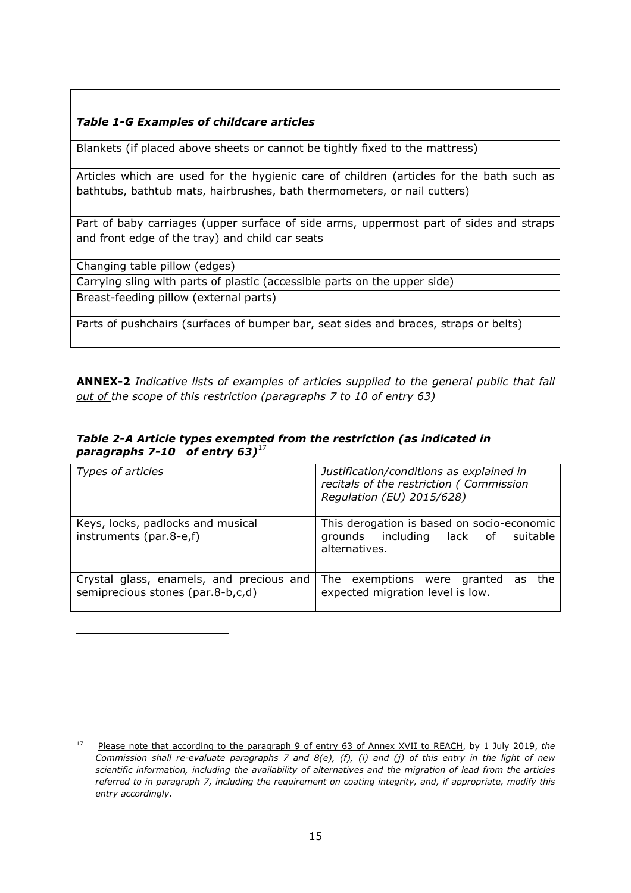| *Table 1-G Examples of childcare articles* |
| --- |
| Blankets (if placed above sheets or cannot be tightly fixed to the mattress) |
| Articles which are used for the hygienic care of children (articles for the bath such as bathtubs, bathtub mats, hairbrushes, bath thermometers, or nail cutters) |
| Part of baby carriages (upper surface of side arms, uppermost part of sides and straps and front edge of the tray) and child car seats |
| Changing table pillow (edges) |
| Carrying sling with parts of plastic (accessible parts on the upper side) |
| Breast-feeding pillow (external parts) |
| Parts of pushchairs (surfaces of bumper bar, seat sides and braces, straps or belts) |

**ANNEX-2** *Indicative lists of examples of articles supplied to the general public that fall out of the scope of this restriction (paragraphs 7 to 10 of entry 63)*

***Table 2-A Article types exempted from the restriction (as indicated in paragraphs 7-10 of entry 63)***[17]

| *Types of articles* | *Justification/conditions as explained in recitals of the restriction ( Commission Regulation (EU) 2015/628)* |
| --- | --- |
| Keys, locks, padlocks and musical instruments (par.8-e,f) | This derogation is based on socio-economic grounds including lack of suitable alternatives. |
| Crystal glass, enamels, and precious and semiprecious stones (par.8-b,c,d) | The exemptions were granted as the expected migration level is low. |

[17] Please note that according to the paragraph 9 of entry 63 of Annex XVII to REACH, by 1 July 2019, *the Commission shall re-evaluate paragraphs 7 and 8(e), (f), (i) and (j) of this entry in the light of new scientific information, including the availability of alternatives and the migration of lead from the articles referred to in paragraph 7, including the requirement on coating integrity, and, if appropriate, modify this entry accordingly.*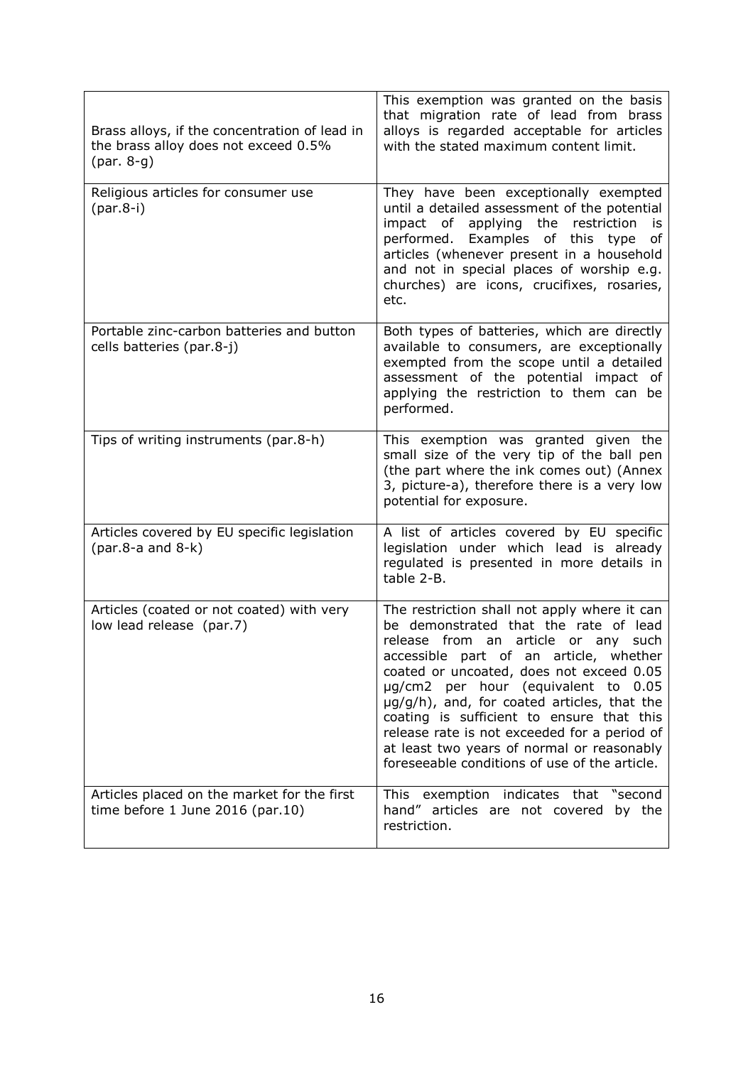| | |
|---|---|
| Brass alloys, if the concentration of lead in the brass alloy does not exceed 0.5% (par. 8-g) | This exemption was granted on the basis that migration rate of lead from brass alloys is regarded acceptable for articles with the stated maximum content limit. |
| Religious articles for consumer use (par.8-i) | They have been exceptionally exempted until a detailed assessment of the potential impact of applying the restriction is performed. Examples of this type of articles (whenever present in a household and not in special places of worship e.g. churches) are icons, crucifixes, rosaries, etc. |
| Portable zinc-carbon batteries and button cells batteries (par.8-j) | Both types of batteries, which are directly available to consumers, are exceptionally exempted from the scope until a detailed assessment of the potential impact of applying the restriction to them can be performed. |
| Tips of writing instruments (par.8-h) | This exemption was granted given the small size of the very tip of the ball pen (the part where the ink comes out) (Annex 3, picture-a), therefore there is a very low potential for exposure. |
| Articles covered by EU specific legislation (par.8-a and 8-k) | A list of articles covered by EU specific legislation under which lead is already regulated is presented in more details in table 2-B. |
| Articles (coated or not coated) with very low lead release (par.7) | The restriction shall not apply where it can be demonstrated that the rate of lead release from an article or any such accessible part of an article, whether coated or uncoated, does not exceed 0.05 μg/cm2 per hour (equivalent to 0.05 μg/g/h), and, for coated articles, that the coating is sufficient to ensure that this release rate is not exceeded for a period of at least two years of normal or reasonably foreseeable conditions of use of the article. |
| Articles placed on the market for the first time before 1 June 2016 (par.10) | This exemption indicates that "second hand" articles are not covered by the restriction. |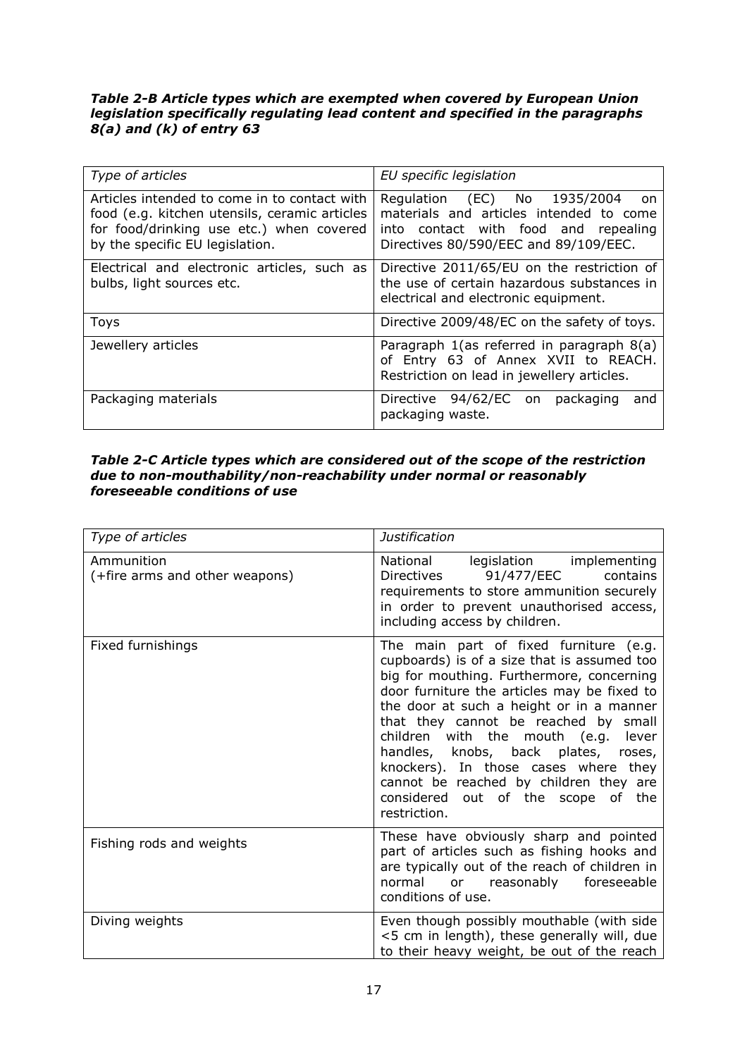***Table 2-B Article types which are exempted when covered by European Union legislation specifically regulating lead content and specified in the paragraphs 8(a) and (k) of entry 63***

| *Type of articles* | *EU specific legislation* |
|---|---|
| Articles intended to come in to contact with food (e.g. kitchen utensils, ceramic articles for food/drinking use etc.) when covered by the specific EU legislation. | Regulation (EC) No 1935/2004 on materials and articles intended to come into contact with food and repealing Directives 80/590/EEC and 89/109/EEC. |
| Electrical and electronic articles, such as bulbs, light sources etc. | Directive 2011/65/EU on the restriction of the use of certain hazardous substances in electrical and electronic equipment. |
| Toys | Directive 2009/48/EC on the safety of toys. |
| Jewellery articles | Paragraph 1(as referred in paragraph 8(a) of Entry 63 of Annex XVII to REACH. Restriction on lead in jewellery articles. |
| Packaging materials | Directive 94/62/EC on packaging and packaging waste. |

***Table 2-C Article types which are considered out of the scope of the restriction due to non-mouthability/non-reachability under normal or reasonably foreseeable conditions of use***

| *Type of articles* | *Justification* |
|---|---|
| Ammunition (+fire arms and other weapons) | National legislation implementing Directives 91/477/EEC contains requirements to store ammunition securely in order to prevent unauthorised access, including access by children. |
| Fixed furnishings | The main part of fixed furniture (e.g. cupboards) is of a size that is assumed too big for mouthing. Furthermore, concerning door furniture the articles may be fixed to the door at such a height or in a manner that they cannot be reached by small children with the mouth (e.g. lever handles, knobs, back plates, roses, knockers). In those cases where they cannot be reached by children they are considered out of the scope of the restriction. |
| Fishing rods and weights | These have obviously sharp and pointed part of articles such as fishing hooks and are typically out of the reach of children in normal or reasonably foreseeable conditions of use. |
| Diving weights | Even though possibly mouthable (with side <5 cm in length), these generally will, due to their heavy weight, be out of the reach |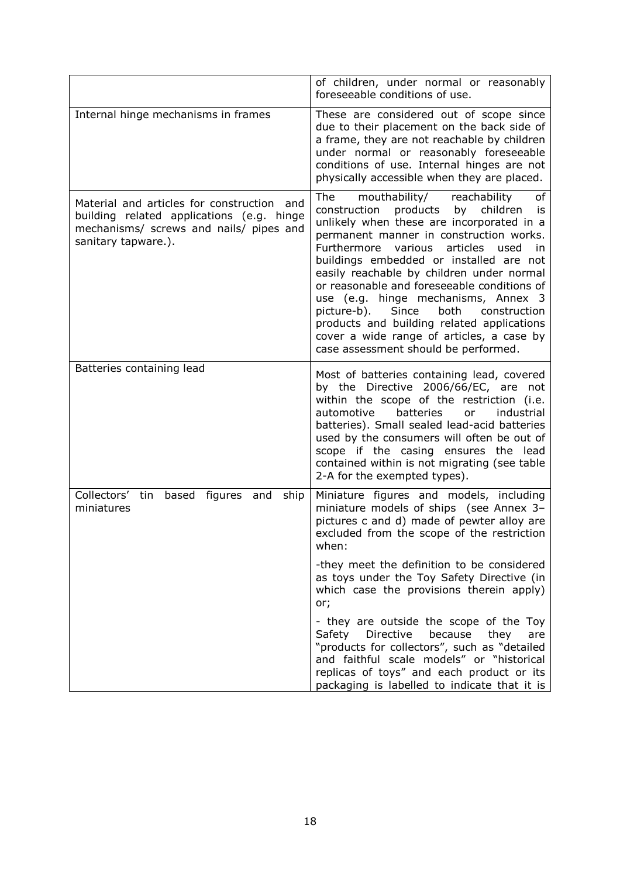| | |
|---|---|
| | of children, under normal or reasonably foreseeable conditions of use. |
| Internal hinge mechanisms in frames | These are considered out of scope since due to their placement on the back side of a frame, they are not reachable by children under normal or reasonably foreseeable conditions of use. Internal hinges are not physically accessible when they are placed. |
| Material and articles for construction and building related applications (e.g. hinge mechanisms/ screws and nails/ pipes and sanitary tapware.). | The mouthability/ reachability of construction products by children is unlikely when these are incorporated in a permanent manner in construction works. Furthermore various articles used in buildings embedded or installed are not easily reachable by children under normal or reasonable and foreseeable conditions of use (e.g. hinge mechanisms, Annex 3 picture-b). Since both construction products and building related applications cover a wide range of articles, a case by case assessment should be performed. |
| Batteries containing lead | Most of batteries containing lead, covered by the Directive 2006/66/EC, are not within the scope of the restriction (i.e. automotive batteries or industrial batteries). Small sealed lead-acid batteries used by the consumers will often be out of scope if the casing ensures the lead contained within is not migrating (see table 2-A for the exempted types). |
| Collectors' tin based figures and ship miniatures | Miniature figures and models, including miniature models of ships (see Annex 3– pictures c and d) made of pewter alloy are excluded from the scope of the restriction when:<br><br>-they meet the definition to be considered as toys under the Toy Safety Directive (in which case the provisions therein apply) or;<br><br>- they are outside the scope of the Toy Safety Directive because they are "products for collectors", such as "detailed and faithful scale models" or "historical replicas of toys" and each product or its packaging is labelled to indicate that it is |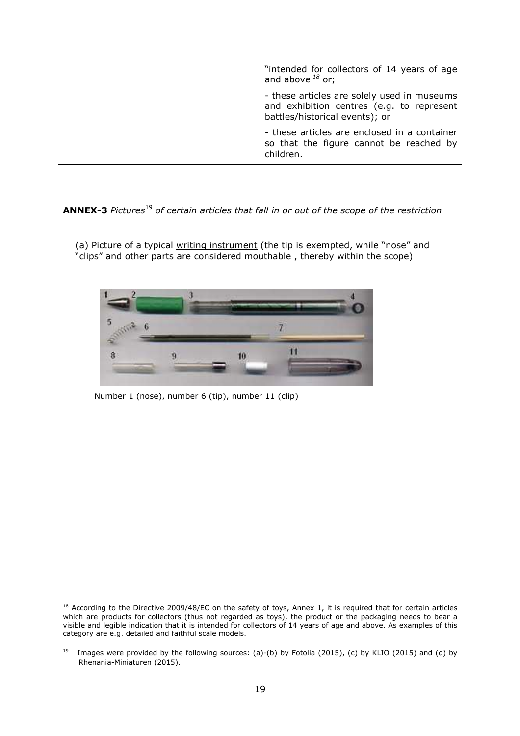| | |
|---|---|
| | "intended for collectors of 14 years of age and above [18] or;<br><br>- these articles are solely used in museums and exhibition centres (e.g. to represent battles/historical events); or<br><br>- these articles are enclosed in a container so that the figure cannot be reached by children. |

**ANNEX-3** *Pictures*[19] *of certain articles that fall in or out of the scope of the restriction*

(a) Picture of a typical writing instrument (the tip is exempted, while "nose" and "clips" and other parts are considered mouthable , thereby within the scope)

Number 1 (nose), number 6 (tip), number 11 (clip)

[18] According to the Directive 2009/48/EC on the safety of toys, Annex 1, it is required that for certain articles which are products for collectors (thus not regarded as toys), the product or the packaging needs to bear a visible and legible indication that it is intended for collectors of 14 years of age and above. As examples of this category are e.g. detailed and faithful scale models.

[19] Images were provided by the following sources: (a)-(b) by Fotolia (2015), (c) by KLIO (2015) and (d) by Rhenania-Miniaturen (2015).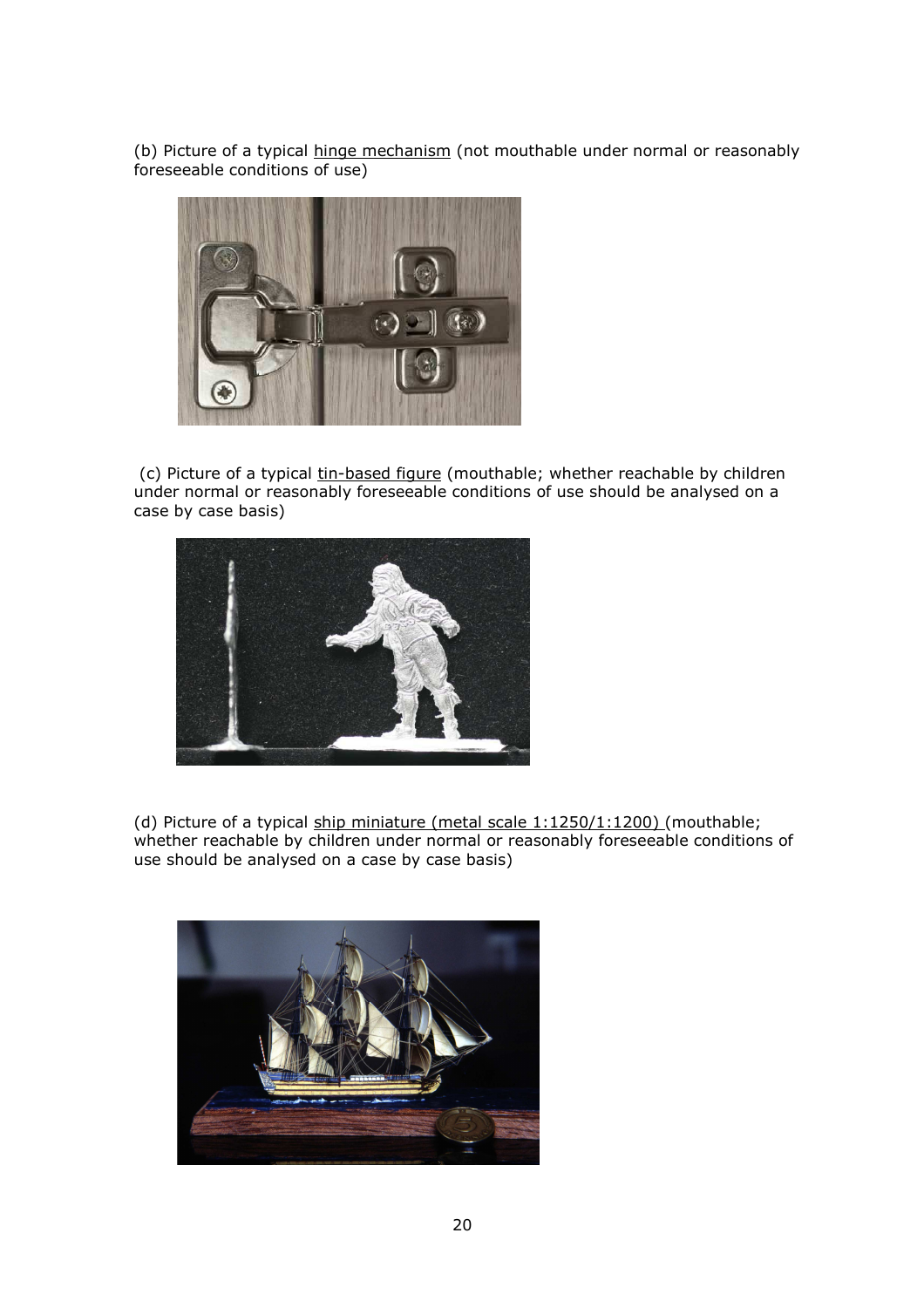(b) Picture of a typical <u>hinge mechanism</u> (not mouthable under normal or reasonably foreseeable conditions of use)

(c) Picture of a typical <u>tin-based figure</u> (mouthable; whether reachable by children under normal or reasonably foreseeable conditions of use should be analysed on a case by case basis)

(d) Picture of a typical <u>ship miniature (metal scale 1:1250/1:1200)</u> (mouthable; whether reachable by children under normal or reasonably foreseeable conditions of use should be analysed on a case by case basis)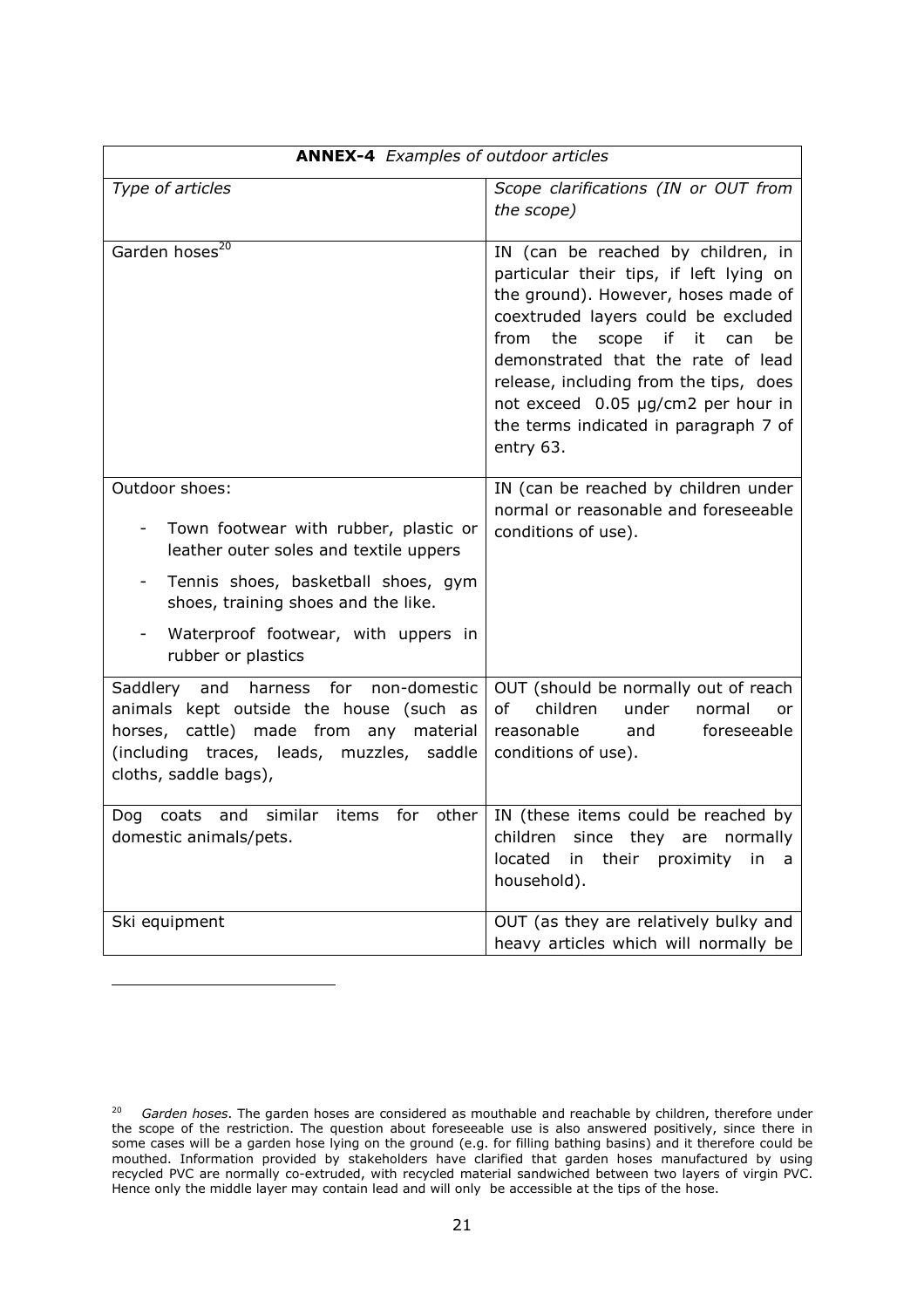| **ANNEX-4** *Examples of outdoor articles* | |
|---|---|
| *Type of articles* | *Scope clarifications (IN or OUT from the scope)* |
| Garden hoses[20] | IN (can be reached by children, in particular their tips, if left lying on the ground). However, hoses made of coextruded layers could be excluded from the scope if it can be demonstrated that the rate of lead release, including from the tips, does not exceed 0.05 µg/cm2 per hour in the terms indicated in paragraph 7 of entry 63. |
| Outdoor shoes:<br>- Town footwear with rubber, plastic or leather outer soles and textile uppers<br>- Tennis shoes, basketball shoes, gym shoes, training shoes and the like.<br>- Waterproof footwear, with uppers in rubber or plastics | IN (can be reached by children under normal or reasonable and foreseeable conditions of use). |
| Saddlery and harness for non-domestic animals kept outside the house (such as horses, cattle) made from any material (including traces, leads, muzzles, saddle cloths, saddle bags), | OUT (should be normally out of reach of children under normal or reasonable and foreseeable conditions of use). |
| Dog coats and similar items for other domestic animals/pets. | IN (these items could be reached by children since they are normally located in their proximity in a household). |
| Ski equipment | OUT (as they are relatively bulky and heavy articles which will normally be |

[20] *Garden hoses*. The garden hoses are considered as mouthable and reachable by children, therefore under the scope of the restriction. The question about foreseeable use is also answered positively, since there in some cases will be a garden hose lying on the ground (e.g. for filling bathing basins) and it therefore could be mouthed. Information provided by stakeholders have clarified that garden hoses manufactured by using recycled PVC are normally co-extruded, with recycled material sandwiched between two layers of virgin PVC. Hence only the middle layer may contain lead and will only be accessible at the tips of the hose.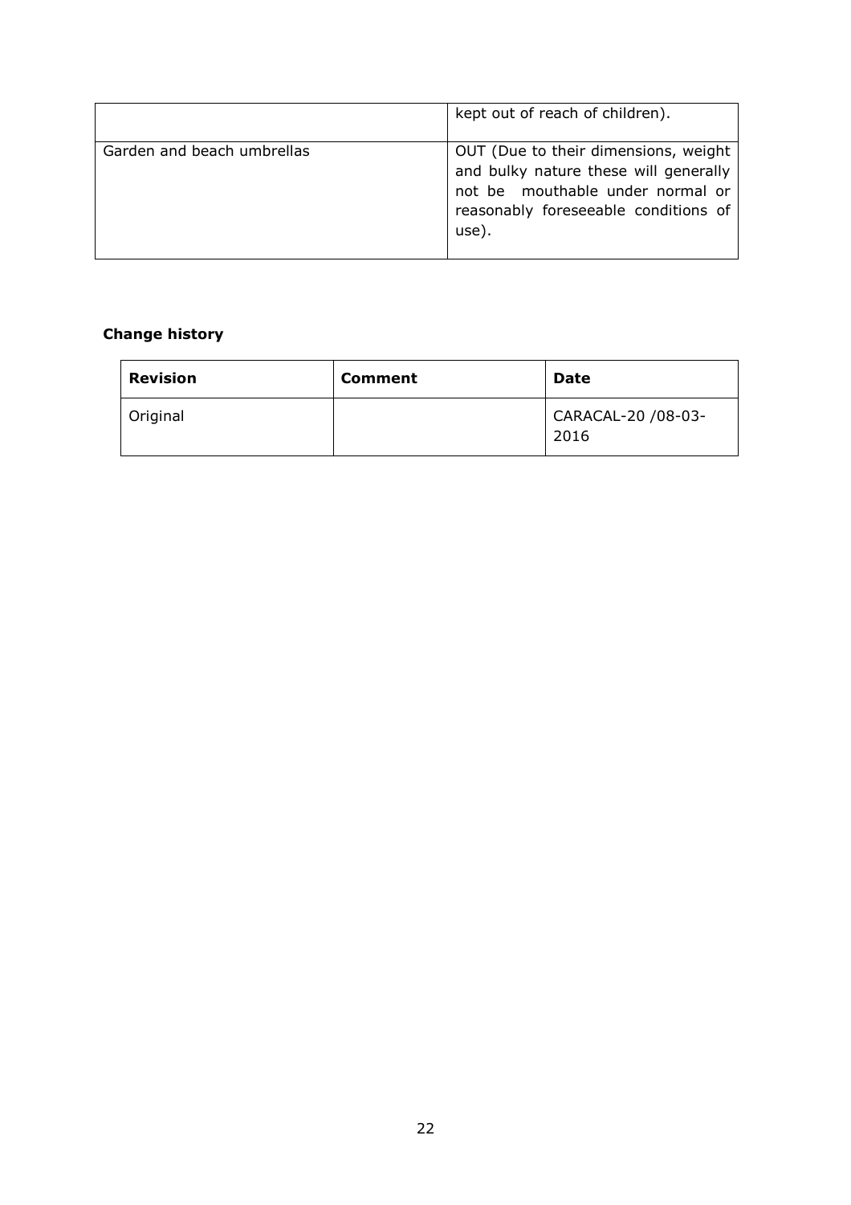| | |
|---|---|
| | kept out of reach of children). |
| Garden and beach umbrellas | OUT (Due to their dimensions, weight and bulky nature these will generally not be mouthable under normal or reasonably foreseeable conditions of use). |

**Change history**

| Revision | Comment | Date |
|---|---|---|
| Original | | CARACAL-20 /08-03-2016 |